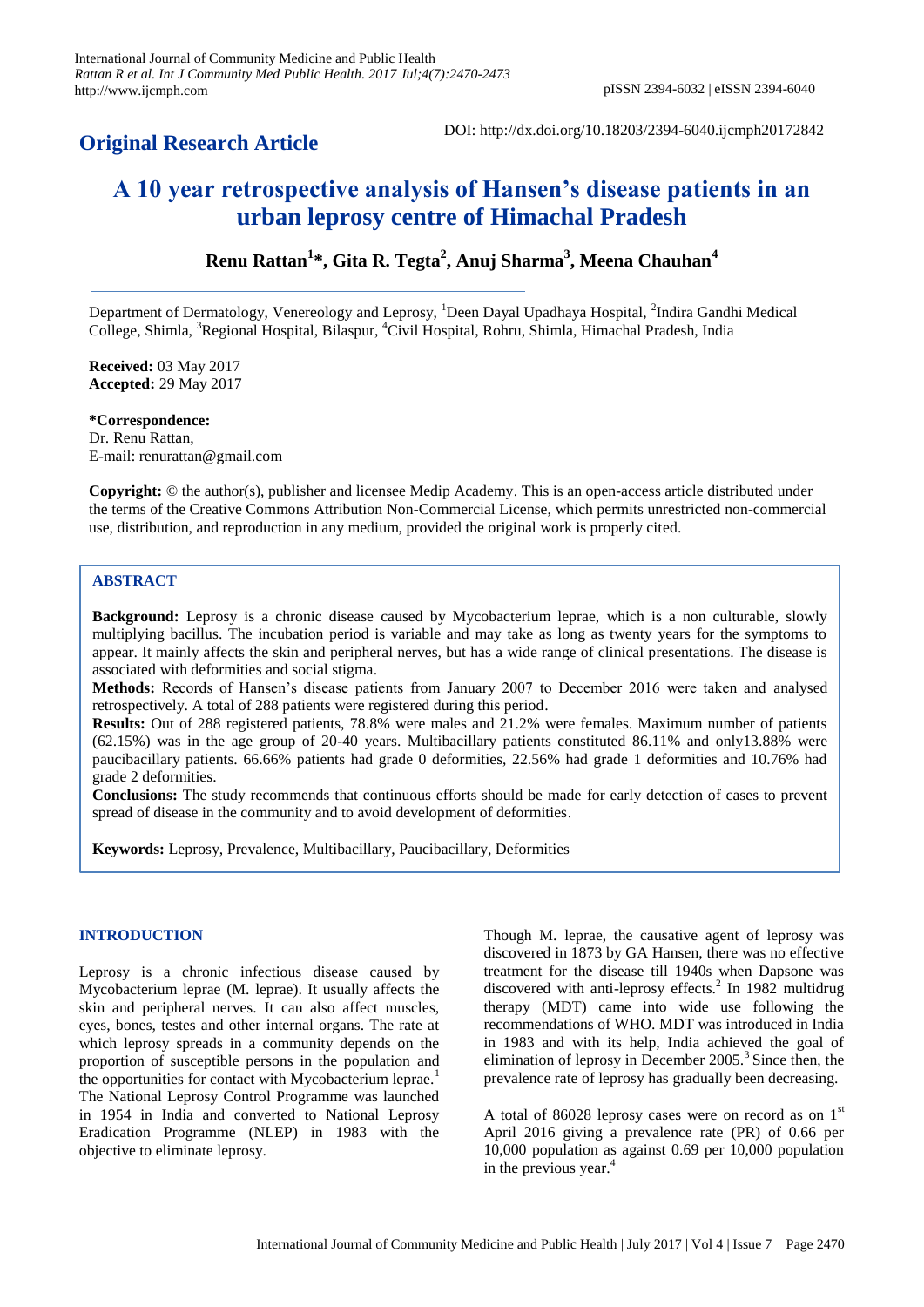**Original Research Article**

DOI: http://dx.doi.org/10.18203/2394-6040.ijcmph20172842

# A 10 year retrospective analysis of Hansen's disease patients in an urban leprosy centre of Himachal Pradesh

**Renu Rattan[1]*, Gita R. Tegta[2], Anuj Sharma[3], Meena Chauhan[4]**

Department of Dermatology, Venereology and Leprosy, [1]Deen Dayal Upadhaya Hospital, [2]Indira Gandhi Medical College, Shimla, [3]Regional Hospital, Bilaspur, [4]Civil Hospital, Rohru, Shimla, Himachal Pradesh, India

**Received:** 03 May 2017
**Accepted:** 29 May 2017

**\*Correspondence:**
Dr. Renu Rattan,
E-mail: renurattan@gmail.com

**Copyright:** © the author(s), publisher and licensee Medip Academy. This is an open-access article distributed under the terms of the Creative Commons Attribution Non-Commercial License, which permits unrestricted non-commercial use, distribution, and reproduction in any medium, provided the original work is properly cited.

## ABSTRACT

**Background:** Leprosy is a chronic disease caused by Mycobacterium leprae, which is a non culturable, slowly multiplying bacillus. The incubation period is variable and may take as long as twenty years for the symptoms to appear. It mainly affects the skin and peripheral nerves, but has a wide range of clinical presentations. The disease is associated with deformities and social stigma.

**Methods:** Records of Hansen's disease patients from January 2007 to December 2016 were taken and analysed retrospectively. A total of 288 patients were registered during this period.

**Results:** Out of 288 registered patients, 78.8% were males and 21.2% were females. Maximum number of patients (62.15%) was in the age group of 20-40 years. Multibacillary patients constituted 86.11% and only13.88% were paucibacillary patients. 66.66% patients had grade 0 deformities, 22.56% had grade 1 deformities and 10.76% had grade 2 deformities.

**Conclusions:** The study recommends that continuous efforts should be made for early detection of cases to prevent spread of disease in the community and to avoid development of deformities.

**Keywords:** Leprosy, Prevalence, Multibacillary, Paucibacillary, Deformities

## INTRODUCTION

Leprosy is a chronic infectious disease caused by Mycobacterium leprae (M. leprae). It usually affects the skin and peripheral nerves. It can also affect muscles, eyes, bones, testes and other internal organs. The rate at which leprosy spreads in a community depends on the proportion of susceptible persons in the population and the opportunities for contact with Mycobacterium leprae.[1] The National Leprosy Control Programme was launched in 1954 in India and converted to National Leprosy Eradication Programme (NLEP) in 1983 with the objective to eliminate leprosy.

Though M. leprae, the causative agent of leprosy was discovered in 1873 by GA Hansen, there was no effective treatment for the disease till 1940s when Dapsone was discovered with anti-leprosy effects.[2] In 1982 multidrug therapy (MDT) came into wide use following the recommendations of WHO. MDT was introduced in India in 1983 and with its help, India achieved the goal of elimination of leprosy in December 2005.[3] Since then, the prevalence rate of leprosy has gradually been decreasing.

A total of 86028 leprosy cases were on record as on 1st April 2016 giving a prevalence rate (PR) of 0.66 per 10,000 population as against 0.69 per 10,000 population in the previous year.[4]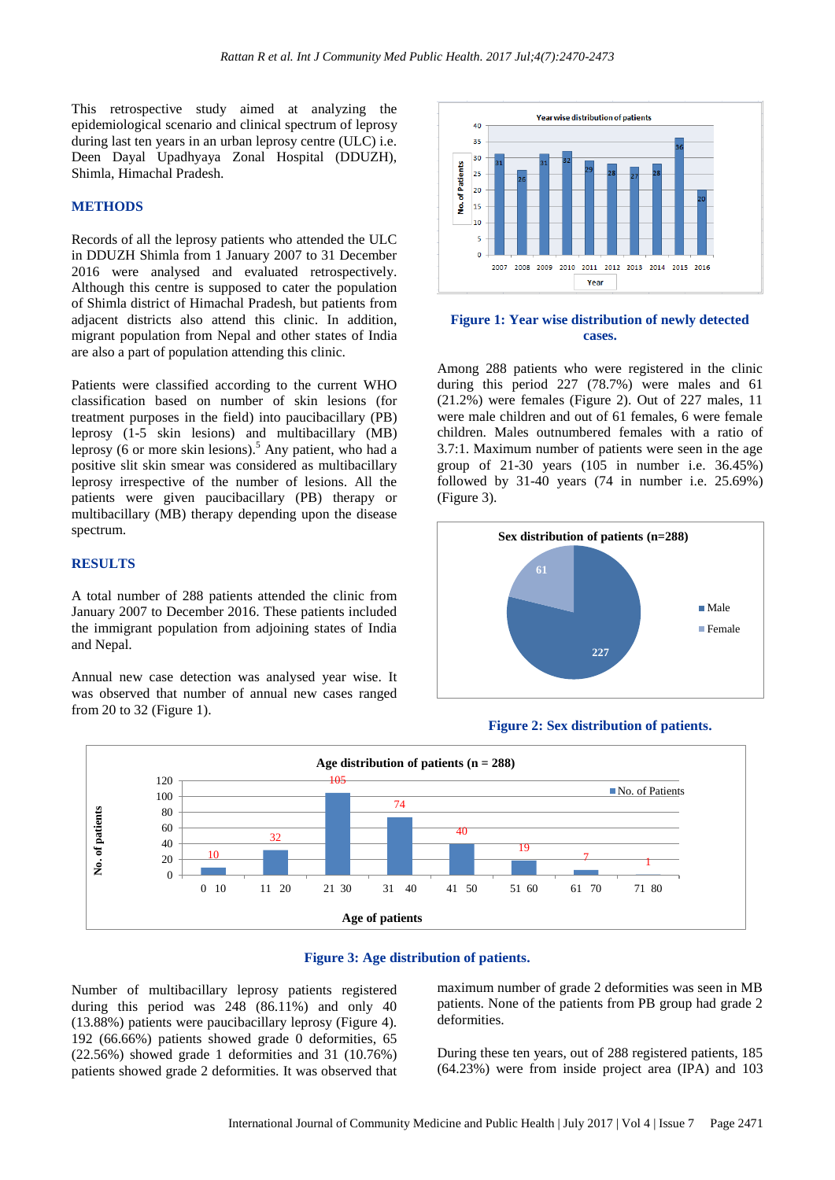This retrospective study aimed at analyzing the epidemiological scenario and clinical spectrum of leprosy during last ten years in an urban leprosy centre (ULC) i.e. Deen Dayal Upadhyaya Zonal Hospital (DDUZH), Shimla, Himachal Pradesh.

## METHODS

Records of all the leprosy patients who attended the ULC in DDUZH Shimla from 1 January 2007 to 31 December 2016 were analysed and evaluated retrospectively. Although this centre is supposed to cater the population of Shimla district of Himachal Pradesh, but patients from adjacent districts also attend this clinic. In addition, migrant population from Nepal and other states of India are also a part of population attending this clinic.

Patients were classified according to the current WHO classification based on number of skin lesions (for treatment purposes in the field) into paucibacillary (PB) leprosy (1-5 skin lesions) and multibacillary (MB) leprosy (6 or more skin lesions).[5] Any patient, who had a positive slit skin smear was considered as multibacillary leprosy irrespective of the number of lesions. All the patients were given paucibacillary (PB) therapy or multibacillary (MB) therapy depending upon the disease spectrum.

## RESULTS

A total number of 288 patients attended the clinic from January 2007 to December 2016. These patients included the immigrant population from adjoining states of India and Nepal.

Annual new case detection was analysed year wise. It was observed that number of annual new cases ranged from 20 to 32 (Figure 1).

**Figure 1: Year wise distribution of newly detected cases.**

Among 288 patients who were registered in the clinic during this period 227 (78.7%) were males and 61 (21.2%) were females (Figure 2). Out of 227 males, 11 were male children and out of 61 females, 6 were female children. Males outnumbered females with a ratio of 3.7:1. Maximum number of patients were seen in the age group of 21-30 years (105 in number i.e. 36.45%) followed by 31-40 years (74 in number i.e. 25.69%) (Figure 3).

**Figure 2: Sex distribution of patients.**

**Figure 3: Age distribution of patients.**

Number of multibacillary leprosy patients registered during this period was 248 (86.11%) and only 40 (13.88%) patients were paucibacillary leprosy (Figure 4). 192 (66.66%) patients showed grade 0 deformities, 65 (22.56%) showed grade 1 deformities and 31 (10.76%) patients showed grade 2 deformities. It was observed that maximum number of grade 2 deformities was seen in MB patients. None of the patients from PB group had grade 2 deformities.

During these ten years, out of 288 registered patients, 185 (64.23%) were from inside project area (IPA) and 103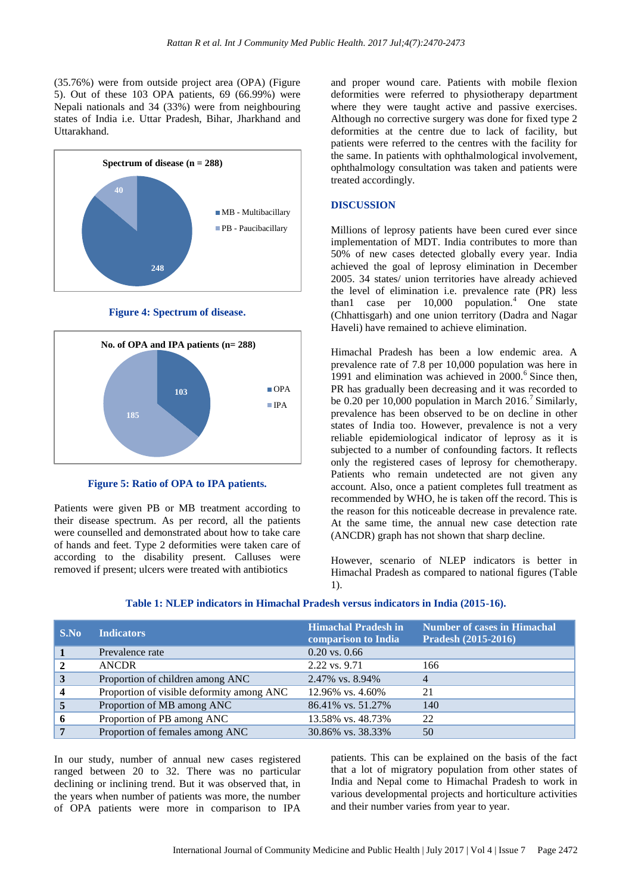(35.76%) were from outside project area (OPA) (Figure 5). Out of these 103 OPA patients, 69 (66.99%) were Nepali nationals and 34 (33%) were from neighbouring states of India i.e. Uttar Pradesh, Bihar, Jharkhand and Uttarakhand.

**Figure 4: Spectrum of disease.**

**Figure 5: Ratio of OPA to IPA patients.**

Patients were given PB or MB treatment according to their disease spectrum. As per record, all the patients were counselled and demonstrated about how to take care of hands and feet. Type 2 deformities were taken care of according to the disability present. Calluses were removed if present; ulcers were treated with antibiotics and proper wound care. Patients with mobile flexion deformities were referred to physiotherapy department where they were taught active and passive exercises. Although no corrective surgery was done for fixed type 2 deformities at the centre due to lack of facility, but patients were referred to the centres with the facility for the same. In patients with ophthalmological involvement, ophthalmology consultation was taken and patients were treated accordingly.

## DISCUSSION

Millions of leprosy patients have been cured ever since implementation of MDT. India contributes to more than 50% of new cases detected globally every year. India achieved the goal of leprosy elimination in December 2005. 34 states/ union territories have already achieved the level of elimination i.e. prevalence rate (PR) less than1 case per 10,000 population.[4] One state (Chhattisgarh) and one union territory (Dadra and Nagar Haveli) have remained to achieve elimination.

Himachal Pradesh has been a low endemic area. A prevalence rate of 7.8 per 10,000 population was here in 1991 and elimination was achieved in 2000.[6] Since then, PR has gradually been decreasing and it was recorded to be 0.20 per 10,000 population in March 2016.[7] Similarly, prevalence has been observed to be on decline in other states of India too. However, prevalence is not a very reliable epidemiological indicator of leprosy as it is subjected to a number of confounding factors. It reflects only the registered cases of leprosy for chemotherapy. Patients who remain undetected are not given any account. Also, once a patient completes full treatment as recommended by WHO, he is taken off the record. This is the reason for this noticeable decrease in prevalence rate. At the same time, the annual new case detection rate (ANCDR) graph has not shown that sharp decline.

However, scenario of NLEP indicators is better in Himachal Pradesh as compared to national figures (Table 1).

**Table 1: NLEP indicators in Himachal Pradesh versus indicators in India (2015-16).**

| S.No | Indicators | Himachal Pradesh in comparison to India | Number of cases in Himachal Pradesh (2015-2016) |
|---|---|---|---|
| 1 | Prevalence rate | 0.20 vs. 0.66 | |
| 2 | ANCDR | 2.22 vs. 9.71 | 166 |
| 3 | Proportion of children among ANC | 2.47% vs. 8.94% | 4 |
| 4 | Proportion of visible deformity among ANC | 12.96% vs. 4.60% | 21 |
| 5 | Proportion of MB among ANC | 86.41% vs. 51.27% | 140 |
| 6 | Proportion of PB among ANC | 13.58% vs. 48.73% | 22 |
| 7 | Proportion of females among ANC | 30.86% vs. 38.33% | 50 |

In our study, number of annual new cases registered ranged between 20 to 32. There was no particular declining or inclining trend. But it was observed that, in the years when number of patients was more, the number of OPA patients were more in comparison to IPA patients. This can be explained on the basis of the fact that a lot of migratory population from other states of India and Nepal come to Himachal Pradesh to work in various developmental projects and horticulture activities and their number varies from year to year.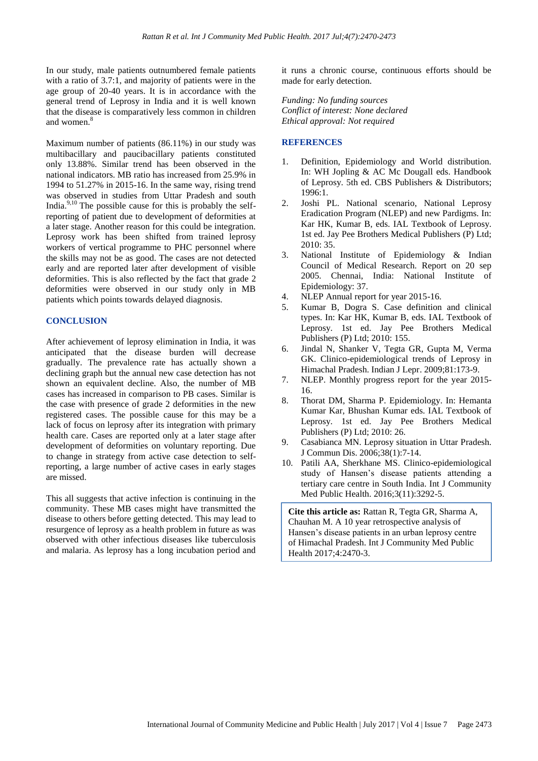In our study, male patients outnumbered female patients with a ratio of 3.7:1, and majority of patients were in the age group of 20-40 years. It is in accordance with the general trend of Leprosy in India and it is well known that the disease is comparatively less common in children and women.[8]

Maximum number of patients (86.11%) in our study was multibacillary and paucibacillary patients constituted only 13.88%. Similar trend has been observed in the national indicators. MB ratio has increased from 25.9% in 1994 to 51.27% in 2015-16. In the same way, rising trend was observed in studies from Uttar Pradesh and south India.[9,10] The possible cause for this is probably the self-reporting of patient due to development of deformities at a later stage. Another reason for this could be integration. Leprosy work has been shifted from trained leprosy workers of vertical programme to PHC personnel where the skills may not be as good. The cases are not detected early and are reported later after development of visible deformities. This is also reflected by the fact that grade 2 deformities were observed in our study only in MB patients which points towards delayed diagnosis.

## CONCLUSION

After achievement of leprosy elimination in India, it was anticipated that the disease burden will decrease gradually. The prevalence rate has actually shown a declining graph but the annual new case detection has not shown an equivalent decline. Also, the number of MB cases has increased in comparison to PB cases. Similar is the case with presence of grade 2 deformities in the new registered cases. The possible cause for this may be a lack of focus on leprosy after its integration with primary health care. Cases are reported only at a later stage after development of deformities on voluntary reporting. Due to change in strategy from active case detection to self-reporting, a large number of active cases in early stages are missed.

This all suggests that active infection is continuing in the community. These MB cases might have transmitted the disease to others before getting detected. This may lead to resurgence of leprosy as a health problem in future as was observed with other infectious diseases like tuberculosis and malaria. As leprosy has a long incubation period and it runs a chronic course, continuous efforts should be made for early detection.

*Funding: No funding sources*
*Conflict of interest: None declared*
*Ethical approval: Not required*

## REFERENCES

1. Definition, Epidemiology and World distribution. In: WH Jopling & AC Mc Dougall eds. Handbook of Leprosy. 5th ed. CBS Publishers & Distributors; 1996:1.
2. Joshi PL. National scenario, National Leprosy Eradication Program (NLEP) and new Pardigms. In: Kar HK, Kumar B, eds. IAL Textbook of Leprosy. 1st ed. Jay Pee Brothers Medical Publishers (P) Ltd; 2010: 35.
3. National Institute of Epidemiology & Indian Council of Medical Research. Report on 20 sep 2005. Chennai, India: National Institute of Epidemiology: 37.
4. NLEP Annual report for year 2015-16.
5. Kumar B, Dogra S. Case definition and clinical types. In: Kar HK, Kumar B, eds. IAL Textbook of Leprosy. 1st ed. Jay Pee Brothers Medical Publishers (P) Ltd; 2010: 155.
6. Jindal N, Shanker V, Tegta GR, Gupta M, Verma GK. Clinico-epidemiological trends of Leprosy in Himachal Pradesh. Indian J Lepr. 2009;81:173-9.
7. NLEP. Monthly progress report for the year 2015-16.
8. Thorat DM, Sharma P. Epidemiology. In: Hemanta Kumar Kar, Bhushan Kumar eds. IAL Textbook of Leprosy. 1st ed. Jay Pee Brothers Medical Publishers (P) Ltd; 2010: 26.
9. Casabianca MN. Leprosy situation in Uttar Pradesh. J Commun Dis. 2006;38(1):7-14.
10. Patili AA, Sherkhane MS. Clinico-epidemiological study of Hansen's disease patients attending a tertiary care centre in South India. Int J Community Med Public Health. 2016;3(11):3292-5.

**Cite this article as:** Rattan R, Tegta GR, Sharma A, Chauhan M. A 10 year retrospective analysis of Hansen's disease patients in an urban leprosy centre of Himachal Pradesh. Int J Community Med Public Health 2017;4:2470-3.